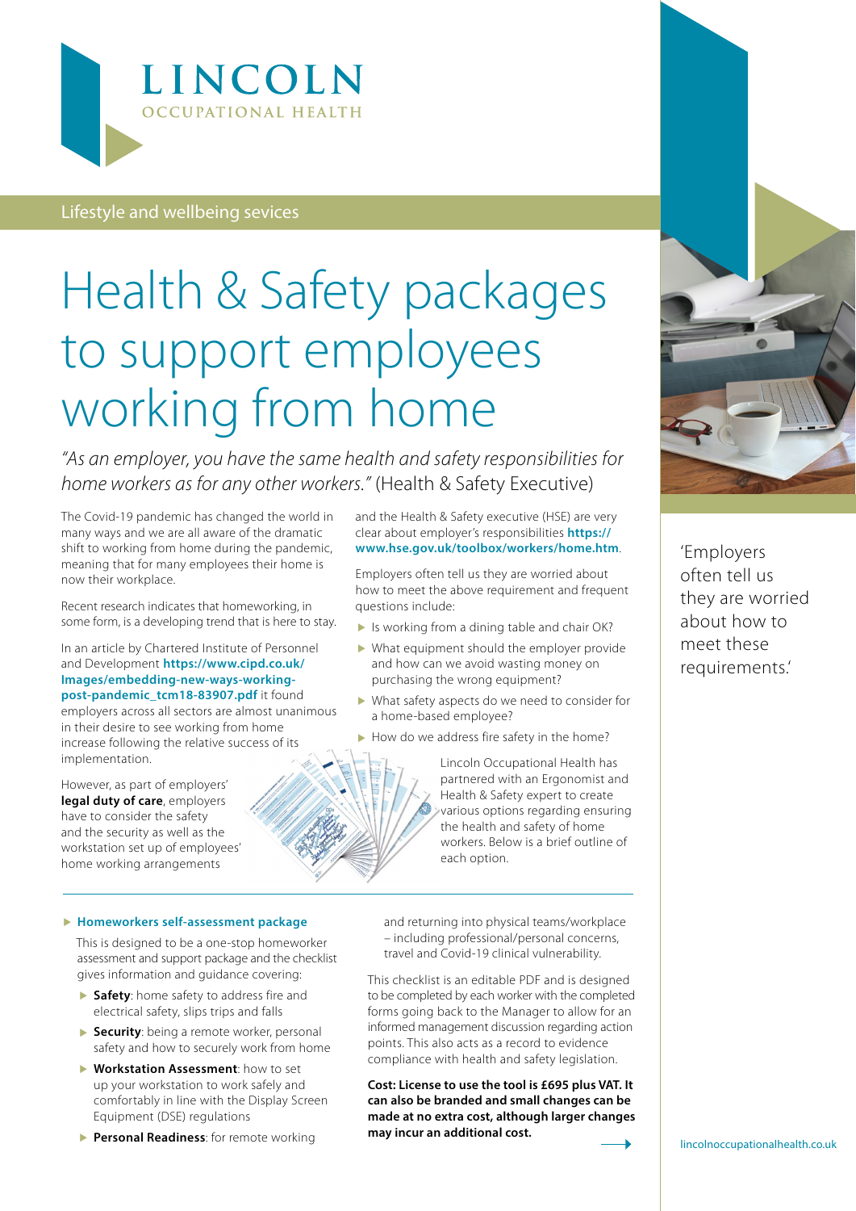# LINCOLN
OCCUPATIONAL HEALTH

Lifestyle and wellbeing sevices

# Health & Safety packages to support employees working from home

*"As an employer, you have the same health and safety responsibilities for home workers as for any other workers."* (Health & Safety Executive)

The Covid-19 pandemic has changed the world in many ways and we are all aware of the dramatic shift to working from home during the pandemic, meaning that for many employees their home is now their workplace.

Recent research indicates that homeworking, in some form, is a developing trend that is here to stay.

In an article by Chartered Institute of Personnel and Development **https://www.cipd.co.uk/Images/embedding-new-ways-working-post-pandemic_tcm18-83907.pdf** it found employers across all sectors are almost unanimous in their desire to see working from home increase following the relative success of its implementation.

However, as part of employers' **legal duty of care**, employers have to consider the safety and the security as well as the workstation set up of employees' home working arrangements and the Health & Safety executive (HSE) are very clear about employer's responsibilities **https://www.hse.gov.uk/toolbox/workers/home.htm**.

Employers often tell us they are worried about how to meet the above requirement and frequent questions include:

- Is working from a dining table and chair OK?
- What equipment should the employer provide and how can we avoid wasting money on purchasing the wrong equipment?
- What safety aspects do we need to consider for a home-based employee?
- How do we address fire safety in the home?

Lincoln Occupational Health has partnered with an Ergonomist and Health & Safety expert to create various options regarding ensuring the health and safety of home workers. Below is a brief outline of each option.

'Employers often tell us they are worried about how to meet these requirements.'

### Homeworkers self-assessment package

This is designed to be a one-stop homeworker assessment and support package and the checklist gives information and guidance covering:

- **Safety**: home safety to address fire and electrical safety, slips trips and falls
- **Security**: being a remote worker, personal safety and how to securely work from home
- **Workstation Assessment**: how to set up your workstation to work safely and comfortably in line with the Display Screen Equipment (DSE) regulations
- **Personal Readiness**: for remote working and returning into physical teams/workplace – including professional/personal concerns, travel and Covid-19 clinical vulnerability.

This checklist is an editable PDF and is designed to be completed by each worker with the completed forms going back to the Manager to allow for an informed management discussion regarding action points. This also acts as a record to evidence compliance with health and safety legislation.

**Cost: License to use the tool is £695 plus VAT. It can also be branded and small changes can be made at no extra cost, although larger changes may incur an additional cost.**

lincolnoccupationalhealth.co.uk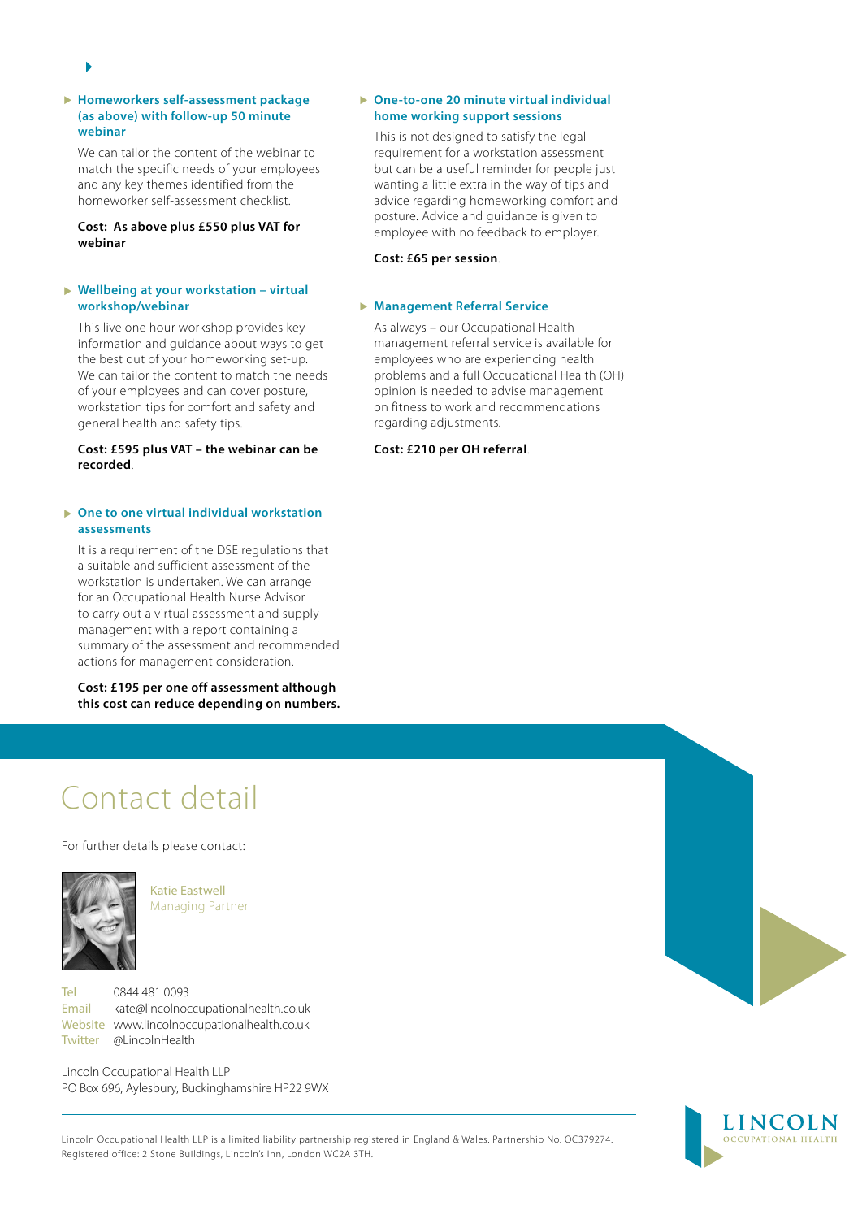### Homeworkers self-assessment package (as above) with follow-up 50 minute webinar

We can tailor the content of the webinar to match the specific needs of your employees and any key themes identified from the homeworker self-assessment checklist.

**Cost: As above plus £550 plus VAT for webinar**

### Wellbeing at your workstation – virtual workshop/webinar

This live one hour workshop provides key information and guidance about ways to get the best out of your homeworking set-up. We can tailor the content to match the needs of your employees and can cover posture, workstation tips for comfort and safety and general health and safety tips.

**Cost: £595 plus VAT – the webinar can be recorded**.

### One to one virtual individual workstation assessments

It is a requirement of the DSE regulations that a suitable and sufficient assessment of the workstation is undertaken. We can arrange for an Occupational Health Nurse Advisor to carry out a virtual assessment and supply management with a report containing a summary of the assessment and recommended actions for management consideration.

**Cost: £195 per one off assessment although this cost can reduce depending on numbers.**

### One-to-one 20 minute virtual individual home working support sessions

This is not designed to satisfy the legal requirement for a workstation assessment but can be a useful reminder for people just wanting a little extra in the way of tips and advice regarding homeworking comfort and posture. Advice and guidance is given to employee with no feedback to employer.

**Cost: £65 per session**.

### Management Referral Service

As always – our Occupational Health management referral service is available for employees who are experiencing health problems and a full Occupational Health (OH) opinion is needed to advise management on fitness to work and recommendations regarding adjustments.

**Cost: £210 per OH referral**.

# Contact detail

For further details please contact:

Katie Eastwell
Managing Partner

Tel 0844 481 0093
Email kate@lincolnoccupationalhealth.co.uk
Website www.lincolnoccupationalhealth.co.uk
Twitter @LincolnHealth

Lincoln Occupational Health LLP
PO Box 696, Aylesbury, Buckinghamshire HP22 9WX

Lincoln Occupational Health LLP is a limited liability partnership registered in England & Wales. Partnership No. OC379274. Registered office: 2 Stone Buildings, Lincoln's Inn, London WC2A 3TH.

LINCOLN
OCCUPATIONAL HEALTH